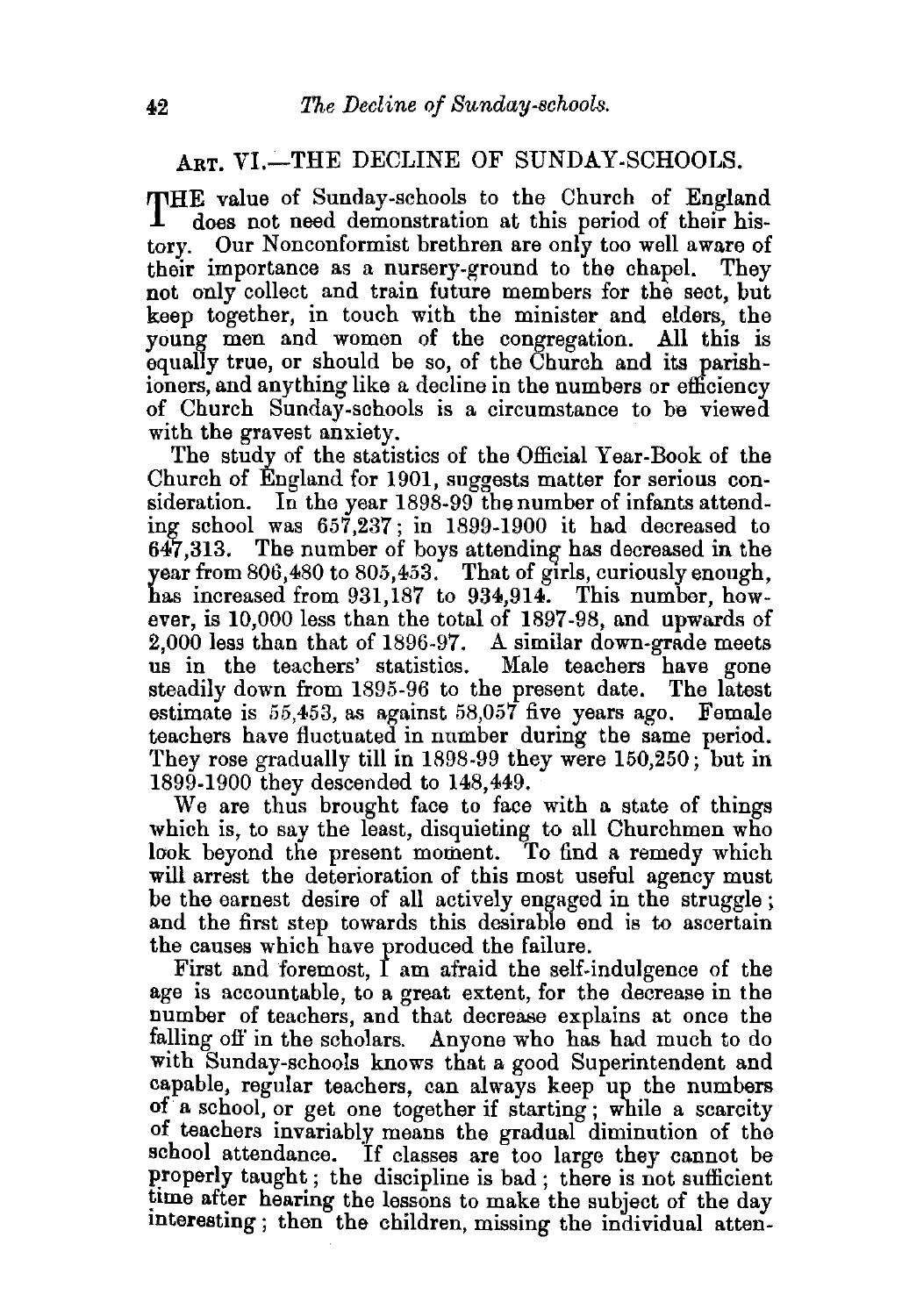## ART. VI.—THE DECLINE OF SUNDAY-SCHOOLS.

THE value of Sunday-schools to the Church of England does not need demonstration at this period of their history. Our Nonconformist brethren are only too well aware of their importance as a nursery-ground to the chapel. They not only collect and train future members for the sect, but keep together, in touch with the minister and elders, the young men and women of the congregation. All this is equally true, or should be so, of the Church and its parishioners, and anything like a decline in the numbers or efficiency of Church Sunday-schools is a circumstance to be viewed with the gravest anxiety.

The study of the statistics of the Official Year-Book of the Church of England for 1901, suggests matter for serious consideration. In the year 1898-99 the number of infants attending school was 657,237; in 1899-1900 it had decreased to 647,313. The number of boys attending has decreased in the year from 806,480 to 805,453. That of girls, curiously enough, has increased from 931,187 to 934,914. This number, however, is 10,000 less than the total of 1897-98, and upwards of 2,000 less than that of 1896-97. A similar down-grade meets us in the teachers' statistics. Male teachers have gone steadily down from 1895-96 to the present date. The latest estimate is 55,453, as against 58,057 five years ago. Female teachers have fluctuated in number during the same period. They rose gradually till in 1898-99 they were 150,250; but in 1899-1900 they descended to 148,449.

We are thus brought face to face with a state of things which is, to say the least, disquieting to all Churchmen who look beyond the present moment. To find a remedy which will arrest the deterioration of this most useful agency must be the earnest desire of all actively engaged in the struggle; and the first step towards this desirable end is to ascertain the causes which have produced the failure.

First and foremost, I am afraid the self-indulgence of the age is accountable, to a great extent, for the decrease in the number of teachers, and that decrease explains at once the falling off in the scholars. Anyone who has had much to do with Sunday-schools knows that a good Superintendent and capable, regular teachers, can always keep up the numbers of a school, or get one together if starting; while a scarcity of teachers invariably means the gradual diminution of the school attendance. If classes are too large they cannot be properly taught; the discipline is bad; there is not sufficient time after hearing the lessons to make the subject of the day interesting; then the children, missing the individual atten-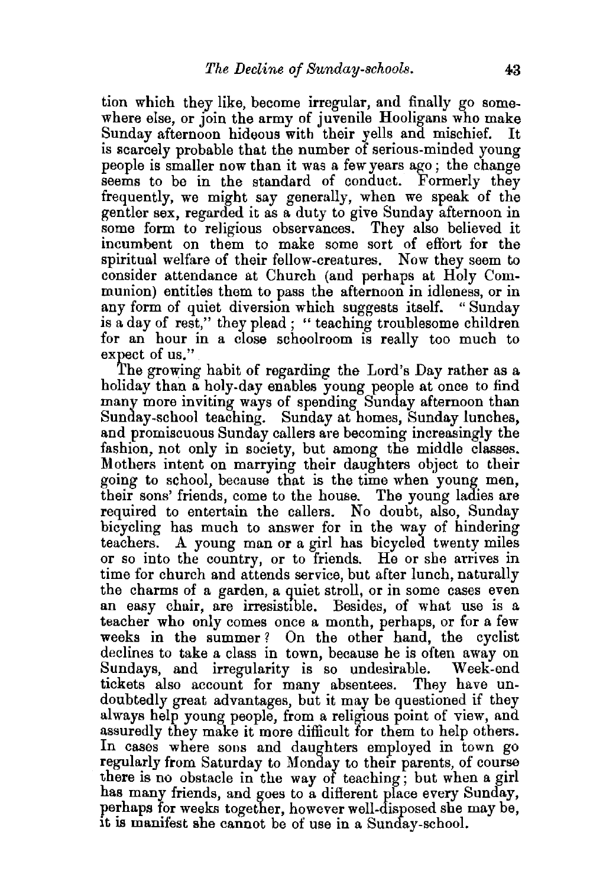tion which they like, become irregular, and finally go somewhere else, or join the army of juvenile Hooligans who make Sunday afternoon hideous with their yells and mischief. It is scarcely probable that the number of serious-minded young people is smaller now than it was a few years ago; the change seems to be in the standard of conduct. Formerly they frequently, we might say generally, when we speak of the gentler sex, regarded it as a duty to give Sunday afternoon in some form to religious observances. They also believed it incumbent on them to make some sort of effort for the spiritual welfare of their fellow-creatures. Now they seem to consider attendance at Church (and perhaps at Holy Communion) entitles them to pass the afternoon in idleness, or in any form of quiet diversion which suggests itself. "Sunday is a day of rest," they plead; "teaching troublesome children for an hour in a close schoolroom is really too much to expect of us."

The growing habit of regarding the Lord's Day rather as a holiday than a holy-day enables young people at once to find many more inviting ways of spending Sunday afternoon than Sunday-school teaching. Sunday at homes, Sunday lunches, and promiscuous Sunday callers are becoming increasingly the fashion, not only in society, but among the middle classes. Mothers intent on marrying their daughters object to their going to school, because that is the time when young men, their sons' friends, come to the house. The young ladies are required to entertain the callers. No doubt, also, Sunday bicycling has much to answer for in the way of hindering teachers. A young man or a girl has bicycled twenty miles or so into the country, or to friends. He or she arrives in time for church and attends service, but after lunch, naturally the charms of a garden, a quiet stroll, or in some cases even an easy chair, are irresistible. Besides, of what use is a teacher who only comes once a month, perhaps, or for a few weeks in the summer? On the other hand, the cyclist declines to take a class in town, because he is often away on Sundays, and irregularity is so undesirable. Week-end tickets also account for many absentees. They have undoubtedly great advantages, but it may be questioned if they always help young people, from a religious point of view, and assuredly they make it more difficult for them to help others. In cases where sons and daughters employed in town go regularly from Saturday to Monday to their parents, of course there is no obstacle in the way of teaching; but when a girl has many friends, and goes to a different place every Sunday, perhaps for weeks together, however well-disposed she may be, it is manifest she cannot be of use in a Sunday-school.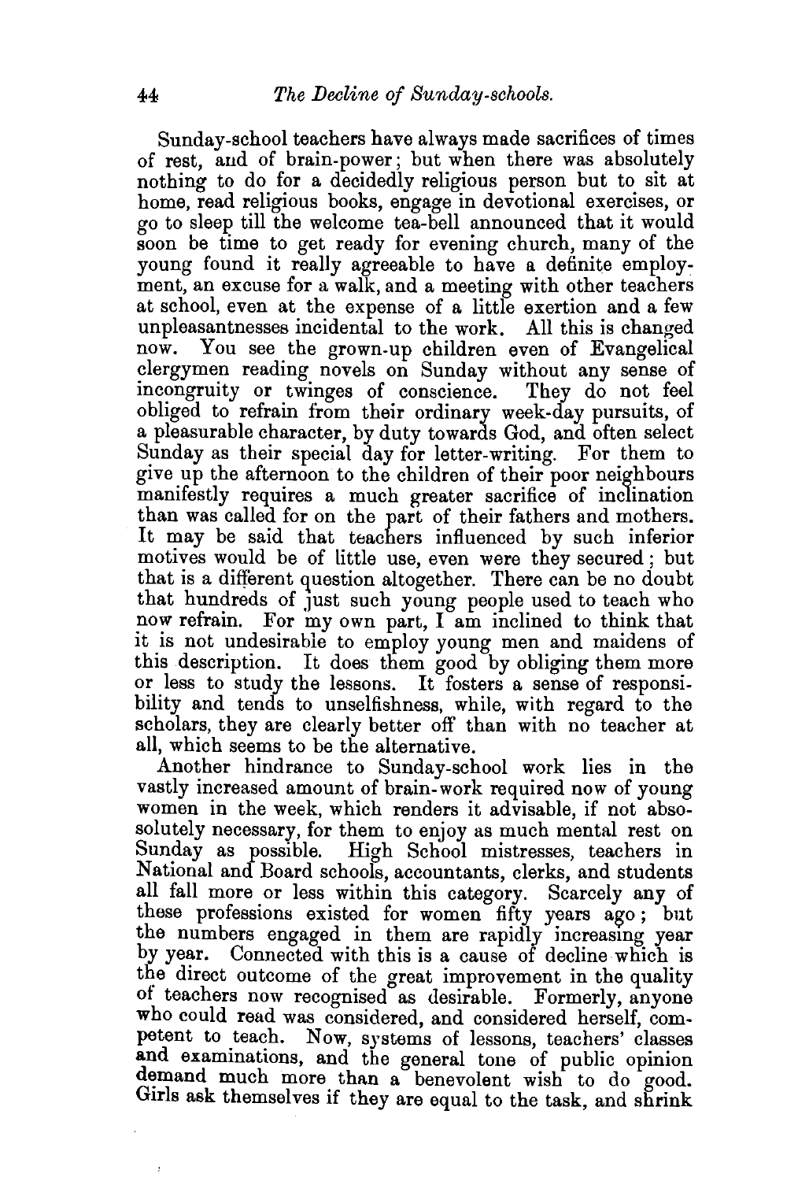Sunday-school teachers have always made sacrifices of times of rest, and of brain-power; but when there was absolutely nothing to do for a decidedly religious person but to sit at home, read religious books, engage in devotional exercises, or go to sleep till the welcome tea-bell announced that it would soon be time to get ready for evening church, many of the young found it really agreeable to have a definite employment, an excuse for a walk, and a meeting with other teachers at school, even at the expense of a little exertion and a few unpleasantnesses incidental to the work. All this is changed now. You see the grown-up children even of Evangelical clergymen reading novels on Sunday without any sense of incongruity or twinges of conscience. They do not feel obliged to refrain from their ordinary week-day pursuits, of a pleasurable character, by duty towards God, and often select Sunday as their special day for letter-writing. For them to give up the afternoon to the children of their poor neighbours manifestly requires a much greater sacrifice of inclination than was called for on the part of their fathers and mothers. It may be said that teachers influenced by such inferior motives would be of little use, even were they secured; but that is a different question altogether. There can be no doubt that hundreds of just such young people used to teach who now refrain. For my own part, I am inclined to think that it is not undesirable to employ young men and maidens of this description. It does them good by obliging them more or less to study the lessons. It fosters a sense of responsibility and tends to unselfishness, while, with regard to the scholars, they are clearly better off than with no teacher at all, which seems to be the alternative.

Another hindrance to Sunday-school work lies in the vastly increased amount of brain-work required now of young women in the week, which renders it advisable, if not abso-solutely necessary, for them to enjoy as much mental rest on Sunday as possible. High School mistresses, teachers in National and Board schools, accountants, clerks, and students all fall more or less within this category. Scarcely any of these professions existed for women fifty years ago; but the numbers engaged in them are rapidly increasing year by year. Connected with this is a cause of decline which is the direct outcome of the great improvement in the quality of teachers now recognised as desirable. Formerly, anyone who could read was considered, and considered herself, competent to teach. Now, systems of lessons, teachers' classes and examinations, and the general tone of public opinion demand much more than a benevolent wish to do good. Girls ask themselves if they are equal to the task, and shrink